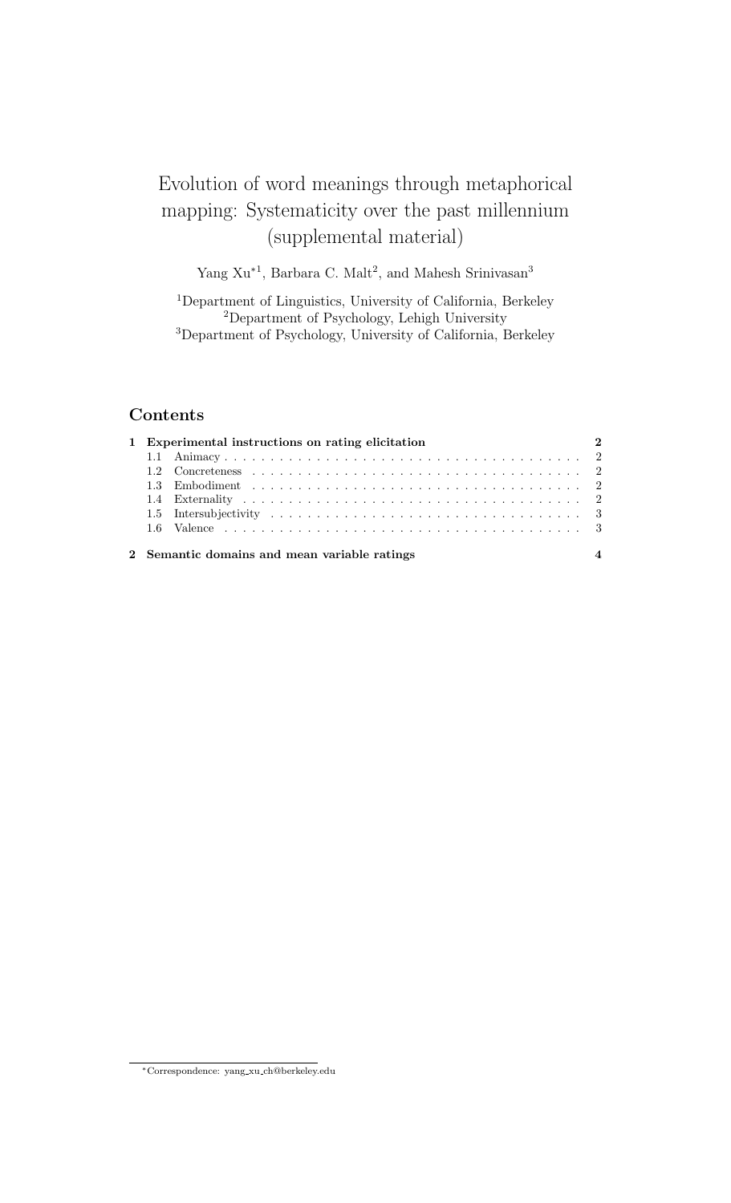# Evolution of word meanings through metaphorical mapping: Systematicity over the past millennium (supplemental material)

Yang Xu*[1], Barbara C. Malt[2], and Mahesh Srinivasan[3]

[1]Department of Linguistics, University of California, Berkeley
[2]Department of Psychology, Lehigh University
[3]Department of Psychology, University of California, Berkeley

## Contents

- 1 Experimental instructions on rating elicitation — 2
  - 1.1 Animacy — 2
  - 1.2 Concreteness — 2
  - 1.3 Embodiment — 2
  - 1.4 Externality — 2
  - 1.5 Intersubjectivity — 3
  - 1.6 Valence — 3
- 2 Semantic domains and mean variable ratings — 4

*Correspondence: yang_xu_ch@berkeley.edu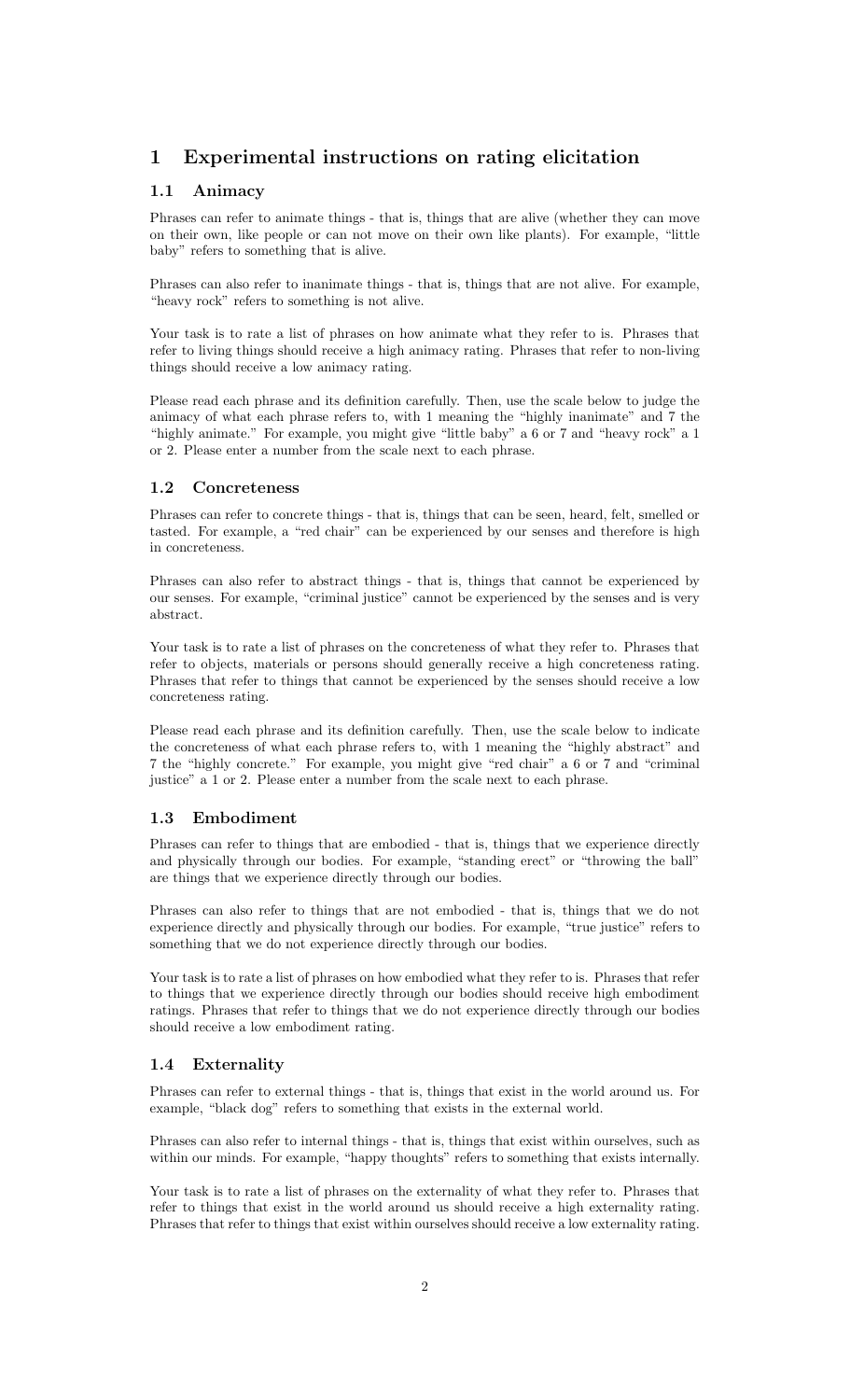# 1 Experimental instructions on rating elicitation

## 1.1 Animacy

Phrases can refer to animate things - that is, things that are alive (whether they can move on their own, like people or can not move on their own like plants). For example, "little baby" refers to something that is alive.

Phrases can also refer to inanimate things - that is, things that are not alive. For example, "heavy rock" refers to something is not alive.

Your task is to rate a list of phrases on how animate what they refer to is. Phrases that refer to living things should receive a high animacy rating. Phrases that refer to non-living things should receive a low animacy rating.

Please read each phrase and its definition carefully. Then, use the scale below to judge the animacy of what each phrase refers to, with 1 meaning the "highly inanimate" and 7 the "highly animate." For example, you might give "little baby" a 6 or 7 and "heavy rock" a 1 or 2. Please enter a number from the scale next to each phrase.

## 1.2 Concreteness

Phrases can refer to concrete things - that is, things that can be seen, heard, felt, smelled or tasted. For example, a "red chair" can be experienced by our senses and therefore is high in concreteness.

Phrases can also refer to abstract things - that is, things that cannot be experienced by our senses. For example, "criminal justice" cannot be experienced by the senses and is very abstract.

Your task is to rate a list of phrases on the concreteness of what they refer to. Phrases that refer to objects, materials or persons should generally receive a high concreteness rating. Phrases that refer to things that cannot be experienced by the senses should receive a low concreteness rating.

Please read each phrase and its definition carefully. Then, use the scale below to indicate the concreteness of what each phrase refers to, with 1 meaning the "highly abstract" and 7 the "highly concrete." For example, you might give "red chair" a 6 or 7 and "criminal justice" a 1 or 2. Please enter a number from the scale next to each phrase.

## 1.3 Embodiment

Phrases can refer to things that are embodied - that is, things that we experience directly and physically through our bodies. For example, "standing erect" or "throwing the ball" are things that we experience directly through our bodies.

Phrases can also refer to things that are not embodied - that is, things that we do not experience directly and physically through our bodies. For example, "true justice" refers to something that we do not experience directly through our bodies.

Your task is to rate a list of phrases on how embodied what they refer to is. Phrases that refer to things that we experience directly through our bodies should receive high embodiment ratings. Phrases that refer to things that we do not experience directly through our bodies should receive a low embodiment rating.

## 1.4 Externality

Phrases can refer to external things - that is, things that exist in the world around us. For example, "black dog" refers to something that exists in the external world.

Phrases can also refer to internal things - that is, things that exist within ourselves, such as within our minds. For example, "happy thoughts" refers to something that exists internally.

Your task is to rate a list of phrases on the externality of what they refer to. Phrases that refer to things that exist in the world around us should receive a high externality rating. Phrases that refer to things that exist within ourselves should receive a low externality rating.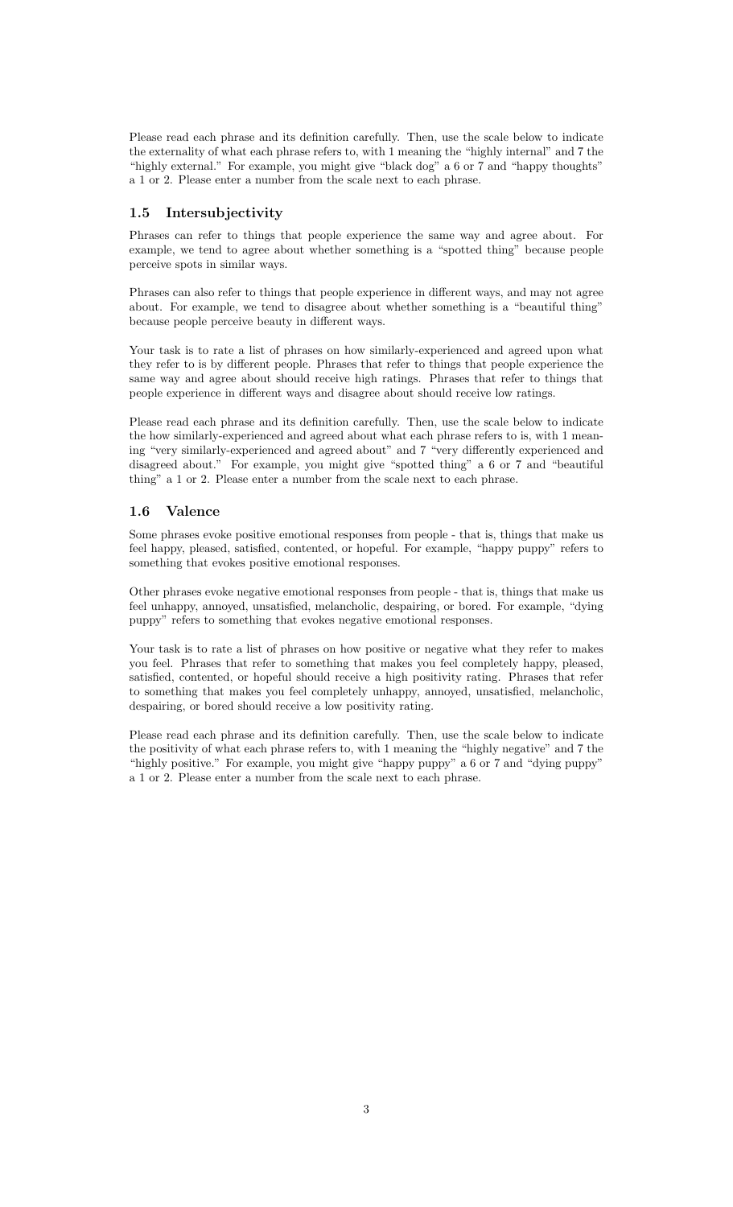Please read each phrase and its definition carefully. Then, use the scale below to indicate the externality of what each phrase refers to, with 1 meaning the "highly internal" and 7 the "highly external." For example, you might give "black dog" a 6 or 7 and "happy thoughts" a 1 or 2. Please enter a number from the scale next to each phrase.

### 1.5 Intersubjectivity

Phrases can refer to things that people experience the same way and agree about. For example, we tend to agree about whether something is a "spotted thing" because people perceive spots in similar ways.

Phrases can also refer to things that people experience in different ways, and may not agree about. For example, we tend to disagree about whether something is a "beautiful thing" because people perceive beauty in different ways.

Your task is to rate a list of phrases on how similarly-experienced and agreed upon what they refer to is by different people. Phrases that refer to things that people experience the same way and agree about should receive high ratings. Phrases that refer to things that people experience in different ways and disagree about should receive low ratings.

Please read each phrase and its definition carefully. Then, use the scale below to indicate the how similarly-experienced and agreed about what each phrase refers to is, with 1 meaning "very similarly-experienced and agreed about" and 7 "very differently experienced and disagreed about." For example, you might give "spotted thing" a 6 or 7 and "beautiful thing" a 1 or 2. Please enter a number from the scale next to each phrase.

### 1.6 Valence

Some phrases evoke positive emotional responses from people - that is, things that make us feel happy, pleased, satisfied, contented, or hopeful. For example, "happy puppy" refers to something that evokes positive emotional responses.

Other phrases evoke negative emotional responses from people - that is, things that make us feel unhappy, annoyed, unsatisfied, melancholic, despairing, or bored. For example, "dying puppy" refers to something that evokes negative emotional responses.

Your task is to rate a list of phrases on how positive or negative what they refer to makes you feel. Phrases that refer to something that makes you feel completely happy, pleased, satisfied, contented, or hopeful should receive a high positivity rating. Phrases that refer to something that makes you feel completely unhappy, annoyed, unsatisfied, melancholic, despairing, or bored should receive a low positivity rating.

Please read each phrase and its definition carefully. Then, use the scale below to indicate the positivity of what each phrase refers to, with 1 meaning the "highly negative" and 7 the "highly positive." For example, you might give "happy puppy" a 6 or 7 and "dying puppy" a 1 or 2. Please enter a number from the scale next to each phrase.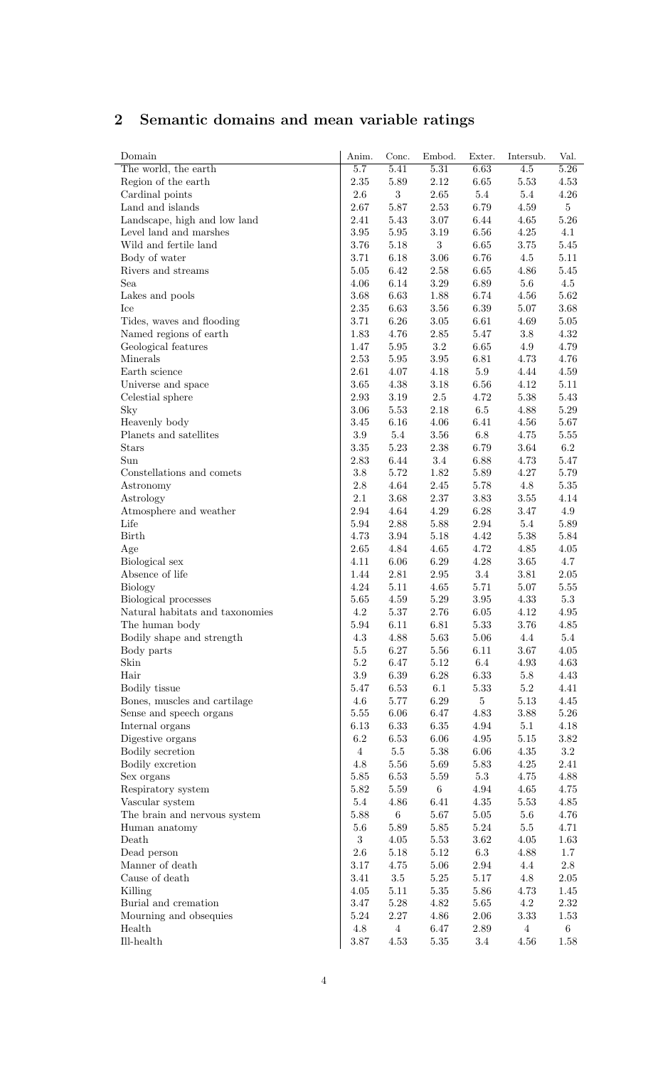## 2 Semantic domains and mean variable ratings

| Domain | Anim. | Conc. | Embod. | Exter. | Intersub. | Val. |
|---|---|---|---|---|---|---|
| The world, the earth | 5.7 | 5.41 | 5.31 | 6.63 | 4.5 | 5.26 |
| Region of the earth | 2.35 | 5.89 | 2.12 | 6.65 | 5.53 | 4.53 |
| Cardinal points | 2.6 | 3 | 2.65 | 5.4 | 5.4 | 4.26 |
| Land and islands | 2.67 | 5.87 | 2.53 | 6.79 | 4.59 | 5 |
| Landscape, high and low land | 2.41 | 5.43 | 3.07 | 6.44 | 4.65 | 5.26 |
| Level land and marshes | 3.95 | 5.95 | 3.19 | 6.56 | 4.25 | 4.1 |
| Wild and fertile land | 3.76 | 5.18 | 3 | 6.65 | 3.75 | 5.45 |
| Body of water | 3.71 | 6.18 | 3.06 | 6.76 | 4.5 | 5.11 |
| Rivers and streams | 5.05 | 6.42 | 2.58 | 6.65 | 4.86 | 5.45 |
| Sea | 4.06 | 6.14 | 3.29 | 6.89 | 5.6 | 4.5 |
| Lakes and pools | 3.68 | 6.63 | 1.88 | 6.74 | 4.56 | 5.62 |
| Ice | 2.35 | 6.63 | 3.56 | 6.39 | 5.07 | 3.68 |
| Tides, waves and flooding | 3.71 | 6.26 | 3.05 | 6.61 | 4.69 | 5.05 |
| Named regions of earth | 1.83 | 4.76 | 2.85 | 5.47 | 3.8 | 4.32 |
| Geological features | 1.47 | 5.95 | 3.2 | 6.65 | 4.9 | 4.79 |
| Minerals | 2.53 | 5.95 | 3.95 | 6.81 | 4.73 | 4.76 |
| Earth science | 2.61 | 4.07 | 4.18 | 5.9 | 4.44 | 4.59 |
| Universe and space | 3.65 | 4.38 | 3.18 | 6.56 | 4.12 | 5.11 |
| Celestial sphere | 2.93 | 3.19 | 2.5 | 4.72 | 5.38 | 5.43 |
| Sky | 3.06 | 5.53 | 2.18 | 6.5 | 4.88 | 5.29 |
| Heavenly body | 3.45 | 6.16 | 4.06 | 6.41 | 4.56 | 5.67 |
| Planets and satellites | 3.9 | 5.4 | 3.56 | 6.8 | 4.75 | 5.55 |
| Stars | 3.35 | 5.23 | 2.38 | 6.79 | 3.64 | 6.2 |
| Sun | 2.83 | 6.44 | 3.4 | 6.88 | 4.73 | 5.47 |
| Constellations and comets | 3.8 | 5.72 | 1.82 | 5.89 | 4.27 | 5.79 |
| Astronomy | 2.8 | 4.64 | 2.45 | 5.78 | 4.8 | 5.35 |
| Astrology | 2.1 | 3.68 | 2.37 | 3.83 | 3.55 | 4.14 |
| Atmosphere and weather | 2.94 | 4.64 | 4.29 | 6.28 | 3.47 | 4.9 |
| Life | 5.94 | 2.88 | 5.88 | 2.94 | 5.4 | 5.89 |
| Birth | 4.73 | 3.94 | 5.18 | 4.42 | 5.38 | 5.84 |
| Age | 2.65 | 4.84 | 4.65 | 4.72 | 4.85 | 4.05 |
| Biological sex | 4.11 | 6.06 | 6.29 | 4.28 | 3.65 | 4.7 |
| Absence of life | 1.44 | 2.81 | 2.95 | 3.4 | 3.81 | 2.05 |
| Biology | 4.24 | 5.11 | 4.65 | 5.71 | 5.07 | 5.55 |
| Biological processes | 5.65 | 4.59 | 5.29 | 3.95 | 4.33 | 5.3 |
| Natural habitats and taxonomies | 4.2 | 5.37 | 2.76 | 6.05 | 4.12 | 4.95 |
| The human body | 5.94 | 6.11 | 6.81 | 5.33 | 3.76 | 4.85 |
| Bodily shape and strength | 4.3 | 4.88 | 5.63 | 5.06 | 4.4 | 5.4 |
| Body parts | 5.5 | 6.27 | 5.56 | 6.11 | 3.67 | 4.05 |
| Skin | 5.2 | 6.47 | 5.12 | 6.4 | 4.93 | 4.63 |
| Hair | 3.9 | 6.39 | 6.28 | 6.33 | 5.8 | 4.43 |
| Bodily tissue | 5.47 | 6.53 | 6.1 | 5.33 | 5.2 | 4.41 |
| Bones, muscles and cartilage | 4.6 | 5.77 | 6.29 | 5 | 5.13 | 4.45 |
| Sense and speech organs | 5.55 | 6.06 | 6.47 | 4.83 | 3.88 | 5.26 |
| Internal organs | 6.13 | 6.33 | 6.35 | 4.94 | 5.1 | 4.18 |
| Digestive organs | 6.2 | 6.53 | 6.06 | 4.95 | 5.15 | 3.82 |
| Bodily secretion | 4 | 5.5 | 5.38 | 6.06 | 4.35 | 3.2 |
| Bodily excretion | 4.8 | 5.56 | 5.69 | 5.83 | 4.25 | 2.41 |
| Sex organs | 5.85 | 6.53 | 5.59 | 5.3 | 4.75 | 4.88 |
| Respiratory system | 5.82 | 5.59 | 6 | 4.94 | 4.65 | 4.75 |
| Vascular system | 5.4 | 4.86 | 6.41 | 4.35 | 5.53 | 4.85 |
| The brain and nervous system | 5.88 | 6 | 5.67 | 5.05 | 5.6 | 4.76 |
| Human anatomy | 5.6 | 5.89 | 5.85 | 5.24 | 5.5 | 4.71 |
| Death | 3 | 4.05 | 5.53 | 3.62 | 4.05 | 1.63 |
| Dead person | 2.6 | 5.18 | 5.12 | 6.3 | 4.88 | 1.7 |
| Manner of death | 3.17 | 4.75 | 5.06 | 2.94 | 4.4 | 2.8 |
| Cause of death | 3.41 | 3.5 | 5.25 | 5.17 | 4.8 | 2.05 |
| Killing | 4.05 | 5.11 | 5.35 | 5.86 | 4.73 | 1.45 |
| Burial and cremation | 3.47 | 5.28 | 4.82 | 5.65 | 4.2 | 2.32 |
| Mourning and obsequies | 5.24 | 2.27 | 4.86 | 2.06 | 3.33 | 1.53 |
| Health | 4.8 | 4 | 6.47 | 2.89 | 4 | 6 |
| Ill-health | 3.87 | 4.53 | 5.35 | 3.4 | 4.56 | 1.58 |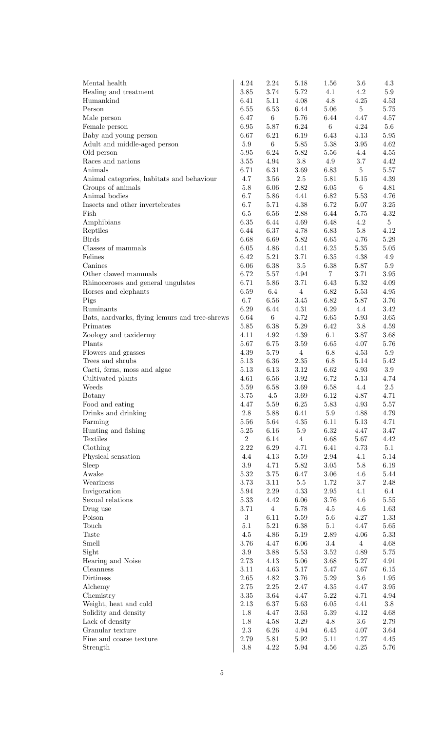| | | | | | | |
|---|---|---|---|---|---|---|
| Mental health | 4.24 | 2.24 | 5.18 | 1.56 | 3.6 | 4.3 |
| Healing and treatment | 3.85 | 3.74 | 5.72 | 4.1 | 4.2 | 5.9 |
| Humankind | 6.41 | 5.11 | 4.08 | 4.8 | 4.25 | 4.53 |
| Person | 6.55 | 6.53 | 6.44 | 5.06 | 5 | 5.75 |
| Male person | 6.47 | 6 | 5.76 | 6.44 | 4.47 | 4.57 |
| Female person | 6.95 | 5.87 | 6.24 | 6 | 4.24 | 5.6 |
| Baby and young person | 6.67 | 6.21 | 6.19 | 6.43 | 4.13 | 5.95 |
| Adult and middle-aged person | 5.9 | 6 | 5.85 | 5.38 | 3.95 | 4.62 |
| Old person | 5.95 | 6.24 | 5.82 | 5.56 | 4.4 | 4.55 |
| Races and nations | 3.55 | 4.94 | 3.8 | 4.9 | 3.7 | 4.42 |
| Animals | 6.71 | 6.31 | 3.69 | 6.83 | 5 | 5.57 |
| Animal categories, habitats and behaviour | 4.7 | 3.56 | 2.5 | 5.81 | 5.15 | 4.39 |
| Groups of animals | 5.8 | 6.06 | 2.82 | 6.05 | 6 | 4.81 |
| Animal bodies | 6.7 | 5.86 | 4.41 | 6.82 | 5.53 | 4.76 |
| Insects and other invertebrates | 6.7 | 5.71 | 4.38 | 6.72 | 5.07 | 3.25 |
| Fish | 6.5 | 6.56 | 2.88 | 6.44 | 5.75 | 4.32 |
| Amphibians | 6.35 | 6.44 | 4.69 | 6.48 | 4.2 | 5 |
| Reptiles | 6.44 | 6.37 | 4.78 | 6.83 | 5.8 | 4.12 |
| Birds | 6.68 | 6.69 | 5.82 | 6.65 | 4.76 | 5.29 |
| Classes of mammals | 6.05 | 4.86 | 4.41 | 6.25 | 5.35 | 5.05 |
| Felines | 6.42 | 5.21 | 3.71 | 6.35 | 4.38 | 4.9 |
| Canines | 6.06 | 6.38 | 3.5 | 6.38 | 5.87 | 5.9 |
| Other clawed mammals | 6.72 | 5.57 | 4.94 | 7 | 3.71 | 3.95 |
| Rhinoceroses and general ungulates | 6.71 | 5.86 | 3.71 | 6.43 | 5.32 | 4.09 |
| Horses and elephants | 6.59 | 6.4 | 4 | 6.82 | 5.53 | 4.95 |
| Pigs | 6.7 | 6.56 | 3.45 | 6.82 | 5.87 | 3.76 |
| Ruminants | 6.29 | 6.44 | 4.31 | 6.29 | 4.4 | 3.42 |
| Bats, aardvarks, flying lemurs and tree-shrews | 6.64 | 6 | 4.72 | 6.65 | 5.93 | 3.65 |
| Primates | 5.85 | 6.38 | 5.29 | 6.42 | 3.8 | 4.59 |
| Zoology and taxidermy | 4.11 | 4.92 | 4.39 | 6.1 | 3.87 | 3.68 |
| Plants | 5.67 | 6.75 | 3.59 | 6.65 | 4.07 | 5.76 |
| Flowers and grasses | 4.39 | 5.79 | 4 | 6.8 | 4.53 | 5.9 |
| Trees and shrubs | 5.13 | 6.36 | 2.35 | 6.8 | 5.14 | 5.42 |
| Cacti, ferns, moss and algae | 5.13 | 6.13 | 3.12 | 6.62 | 4.93 | 3.9 |
| Cultivated plants | 4.61 | 6.56 | 3.92 | 6.72 | 5.13 | 4.74 |
| Weeds | 5.59 | 6.58 | 3.69 | 6.58 | 4.4 | 2.5 |
| Botany | 3.75 | 4.5 | 3.69 | 6.12 | 4.87 | 4.71 |
| Food and eating | 4.47 | 5.59 | 6.25 | 5.83 | 4.93 | 5.57 |
| Drinks and drinking | 2.8 | 5.88 | 6.41 | 5.9 | 4.88 | 4.79 |
| Farming | 5.56 | 5.64 | 4.35 | 6.11 | 5.13 | 4.71 |
| Hunting and fishing | 5.25 | 6.16 | 5.9 | 6.32 | 4.47 | 3.47 |
| Textiles | 2 | 6.14 | 4 | 6.68 | 5.67 | 4.42 |
| Clothing | 2.22 | 6.29 | 4.71 | 6.41 | 4.73 | 5.1 |
| Physical sensation | 4.4 | 4.13 | 5.59 | 2.94 | 4.1 | 5.14 |
| Sleep | 3.9 | 4.71 | 5.82 | 3.05 | 5.8 | 6.19 |
| Awake | 5.32 | 3.75 | 6.47 | 3.06 | 4.6 | 5.44 |
| Weariness | 3.73 | 3.11 | 5.5 | 1.72 | 3.7 | 2.48 |
| Invigoration | 5.94 | 2.29 | 4.33 | 2.95 | 4.1 | 6.4 |
| Sexual relations | 5.33 | 4.42 | 6.06 | 3.76 | 4.6 | 5.55 |
| Drug use | 3.71 | 4 | 5.78 | 4.5 | 4.6 | 1.63 |
| Poison | 3 | 6.11 | 5.59 | 5.6 | 4.27 | 1.33 |
| Touch | 5.1 | 5.21 | 6.38 | 5.1 | 4.47 | 5.65 |
| Taste | 4.5 | 4.86 | 5.19 | 2.89 | 4.06 | 5.33 |
| Smell | 3.76 | 4.47 | 6.06 | 3.4 | 4 | 4.68 |
| Sight | 3.9 | 3.88 | 5.53 | 3.52 | 4.89 | 5.75 |
| Hearing and Noise | 2.73 | 4.13 | 5.06 | 3.68 | 5.27 | 4.91 |
| Cleanness | 3.11 | 4.63 | 5.17 | 5.47 | 4.67 | 6.15 |
| Dirtiness | 2.65 | 4.82 | 3.76 | 5.29 | 3.6 | 1.95 |
| Alchemy | 2.75 | 2.25 | 2.47 | 4.35 | 4.47 | 3.95 |
| Chemistry | 3.35 | 3.64 | 4.47 | 5.22 | 4.71 | 4.94 |
| Weight, heat and cold | 2.13 | 6.37 | 5.63 | 6.05 | 4.41 | 3.8 |
| Solidity and density | 1.8 | 4.47 | 3.63 | 5.39 | 4.12 | 4.68 |
| Lack of density | 1.8 | 4.58 | 3.29 | 4.8 | 3.6 | 2.79 |
| Granular texture | 2.3 | 6.26 | 4.94 | 6.45 | 4.07 | 3.64 |
| Fine and coarse texture | 2.79 | 5.81 | 5.92 | 5.11 | 4.27 | 4.45 |
| Strength | 3.8 | 4.22 | 5.94 | 4.56 | 4.25 | 5.76 |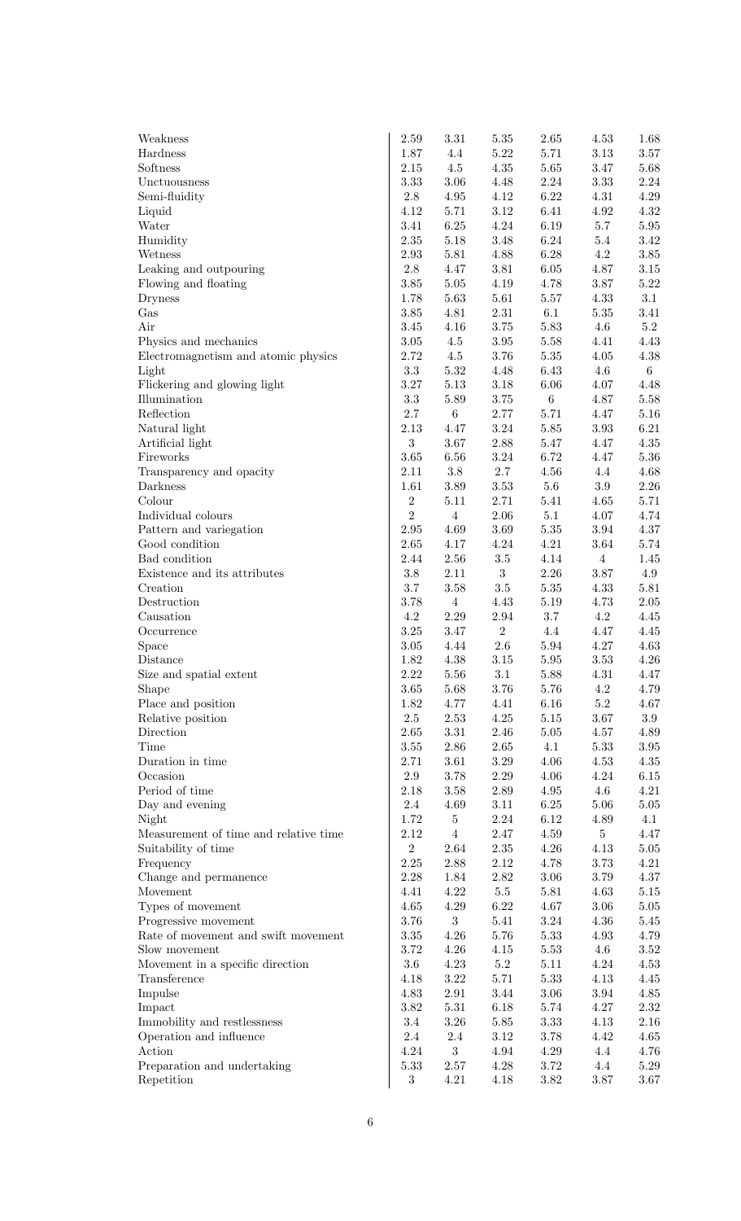| | | | | | | |
|---|---|---|---|---|---|---|
| Weakness | 2.59 | 3.31 | 5.35 | 2.65 | 4.53 | 1.68 |
| Hardness | 1.87 | 4.4 | 5.22 | 5.71 | 3.13 | 3.57 |
| Softness | 2.15 | 4.5 | 4.35 | 5.65 | 3.47 | 5.68 |
| Unctuousness | 3.33 | 3.06 | 4.48 | 2.24 | 3.33 | 2.24 |
| Semi-fluidity | 2.8 | 4.95 | 4.12 | 6.22 | 4.31 | 4.29 |
| Liquid | 4.12 | 5.71 | 3.12 | 6.41 | 4.92 | 4.32 |
| Water | 3.41 | 6.25 | 4.24 | 6.19 | 5.7 | 5.95 |
| Humidity | 2.35 | 5.18 | 3.48 | 6.24 | 5.4 | 3.42 |
| Wetness | 2.93 | 5.81 | 4.88 | 6.28 | 4.2 | 3.85 |
| Leaking and outpouring | 2.8 | 4.47 | 3.81 | 6.05 | 4.87 | 3.15 |
| Flowing and floating | 3.85 | 5.05 | 4.19 | 4.78 | 3.87 | 5.22 |
| Dryness | 1.78 | 5.63 | 5.61 | 5.57 | 4.33 | 3.1 |
| Gas | 3.85 | 4.81 | 2.31 | 6.1 | 5.35 | 3.41 |
| Air | 3.45 | 4.16 | 3.75 | 5.83 | 4.6 | 5.2 |
| Physics and mechanics | 3.05 | 4.5 | 3.95 | 5.58 | 4.41 | 4.43 |
| Electromagnetism and atomic physics | 2.72 | 4.5 | 3.76 | 5.35 | 4.05 | 4.38 |
| Light | 3.3 | 5.32 | 4.48 | 6.43 | 4.6 | 6 |
| Flickering and glowing light | 3.27 | 5.13 | 3.18 | 6.06 | 4.07 | 4.48 |
| Illumination | 3.3 | 5.89 | 3.75 | 6 | 4.87 | 5.58 |
| Reflection | 2.7 | 6 | 2.77 | 5.71 | 4.47 | 5.16 |
| Natural light | 2.13 | 4.47 | 3.24 | 5.85 | 3.93 | 6.21 |
| Artificial light | 3 | 3.67 | 2.88 | 5.47 | 4.47 | 4.35 |
| Fireworks | 3.65 | 6.56 | 3.24 | 6.72 | 4.47 | 5.36 |
| Transparency and opacity | 2.11 | 3.8 | 2.7 | 4.56 | 4.4 | 4.68 |
| Darkness | 1.61 | 3.89 | 3.53 | 5.6 | 3.9 | 2.26 |
| Colour | 2 | 5.11 | 2.71 | 5.41 | 4.65 | 5.71 |
| Individual colours | 2 | 4 | 2.06 | 5.1 | 4.07 | 4.74 |
| Pattern and variegation | 2.95 | 4.69 | 3.69 | 5.35 | 3.94 | 4.37 |
| Good condition | 2.65 | 4.17 | 4.24 | 4.21 | 3.64 | 5.74 |
| Bad condition | 2.44 | 2.56 | 3.5 | 4.14 | 4 | 1.45 |
| Existence and its attributes | 3.8 | 2.11 | 3 | 2.26 | 3.87 | 4.9 |
| Creation | 3.7 | 3.58 | 3.5 | 5.35 | 4.33 | 5.81 |
| Destruction | 3.78 | 4 | 4.43 | 5.19 | 4.73 | 2.05 |
| Causation | 4.2 | 2.29 | 2.94 | 3.7 | 4.2 | 4.45 |
| Occurrence | 3.25 | 3.47 | 2 | 4.4 | 4.47 | 4.45 |
| Space | 3.05 | 4.44 | 2.6 | 5.94 | 4.27 | 4.63 |
| Distance | 1.82 | 4.38 | 3.15 | 5.95 | 3.53 | 4.26 |
| Size and spatial extent | 2.22 | 5.56 | 3.1 | 5.88 | 4.31 | 4.47 |
| Shape | 3.65 | 5.68 | 3.76 | 5.76 | 4.2 | 4.79 |
| Place and position | 1.82 | 4.77 | 4.41 | 6.16 | 5.2 | 4.67 |
| Relative position | 2.5 | 2.53 | 4.25 | 5.15 | 3.67 | 3.9 |
| Direction | 2.65 | 3.31 | 2.46 | 5.05 | 4.57 | 4.89 |
| Time | 3.55 | 2.86 | 2.65 | 4.1 | 5.33 | 3.95 |
| Duration in time | 2.71 | 3.61 | 3.29 | 4.06 | 4.53 | 4.35 |
| Occasion | 2.9 | 3.78 | 2.29 | 4.06 | 4.24 | 6.15 |
| Period of time | 2.18 | 3.58 | 2.89 | 4.95 | 4.6 | 4.21 |
| Day and evening | 2.4 | 4.69 | 3.11 | 6.25 | 5.06 | 5.05 |
| Night | 1.72 | 5 | 2.24 | 6.12 | 4.89 | 4.1 |
| Measurement of time and relative time | 2.12 | 4 | 2.47 | 4.59 | 5 | 4.47 |
| Suitability of time | 2 | 2.64 | 2.35 | 4.26 | 4.13 | 5.05 |
| Frequency | 2.25 | 2.88 | 2.12 | 4.78 | 3.73 | 4.21 |
| Change and permanence | 2.28 | 1.84 | 2.82 | 3.06 | 3.79 | 4.37 |
| Movement | 4.41 | 4.22 | 5.5 | 5.81 | 4.63 | 5.15 |
| Types of movement | 4.65 | 4.29 | 6.22 | 4.67 | 3.06 | 5.05 |
| Progressive movement | 3.76 | 3 | 5.41 | 3.24 | 4.36 | 5.45 |
| Rate of movement and swift movement | 3.35 | 4.26 | 5.76 | 5.33 | 4.93 | 4.79 |
| Slow movement | 3.72 | 4.26 | 4.15 | 5.53 | 4.6 | 3.52 |
| Movement in a specific direction | 3.6 | 4.23 | 5.2 | 5.11 | 4.24 | 4.53 |
| Transference | 4.18 | 3.22 | 5.71 | 5.33 | 4.13 | 4.45 |
| Impulse | 4.83 | 2.91 | 3.44 | 3.06 | 3.94 | 4.85 |
| Impact | 3.82 | 5.31 | 6.18 | 5.74 | 4.27 | 2.32 |
| Immobility and restlessness | 3.4 | 3.26 | 5.85 | 3.33 | 4.13 | 2.16 |
| Operation and influence | 2.4 | 2.4 | 3.12 | 3.78 | 4.42 | 4.65 |
| Action | 4.24 | 3 | 4.94 | 4.29 | 4.4 | 4.76 |
| Preparation and undertaking | 5.33 | 2.57 | 4.28 | 3.72 | 4.4 | 5.29 |
| Repetition | 3 | 4.21 | 4.18 | 3.82 | 3.87 | 3.67 |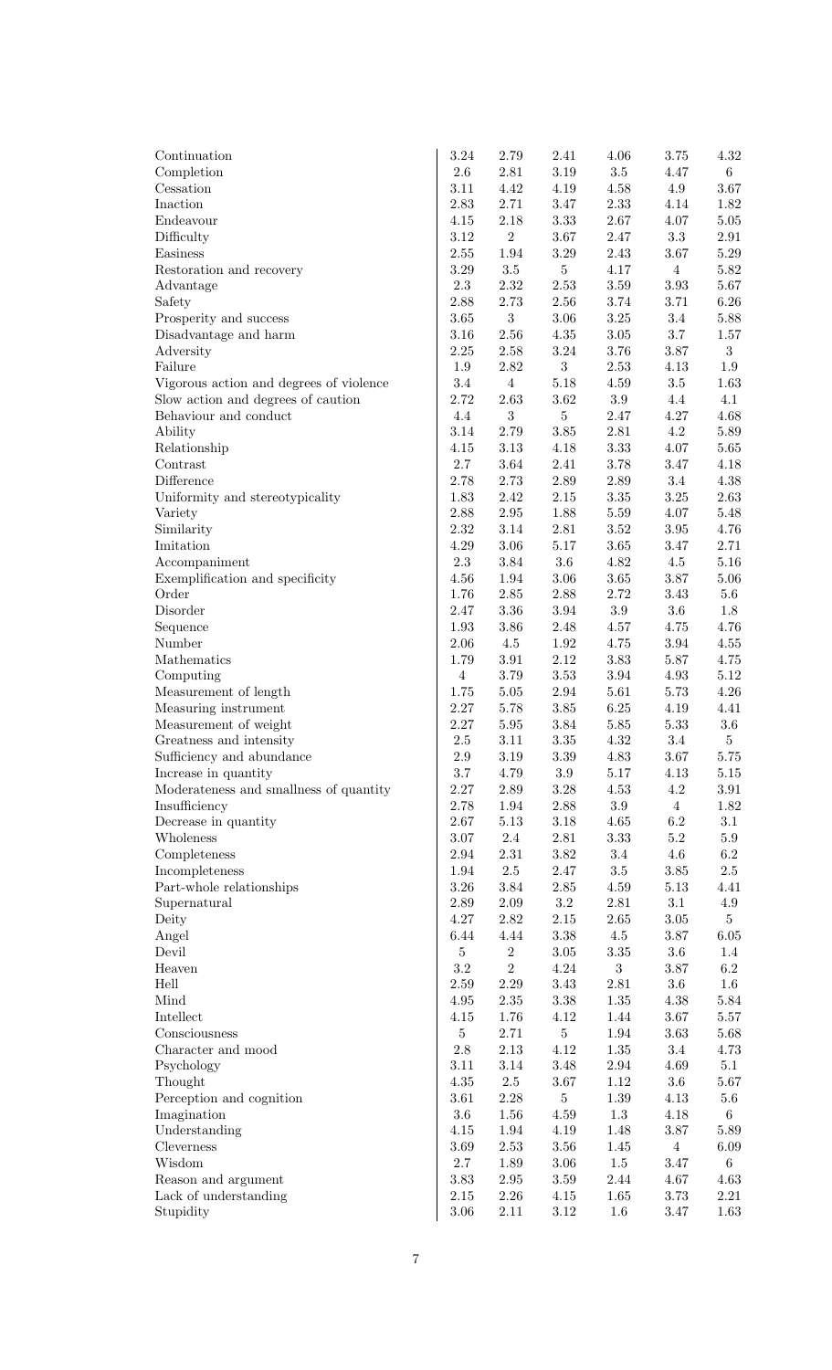| | | | | | | |
|---|---|---|---|---|---|---|
| Continuation | 3.24 | 2.79 | 2.41 | 4.06 | 3.75 | 4.32 |
| Completion | 2.6 | 2.81 | 3.19 | 3.5 | 4.47 | 6 |
| Cessation | 3.11 | 4.42 | 4.19 | 4.58 | 4.9 | 3.67 |
| Inaction | 2.83 | 2.71 | 3.47 | 2.33 | 4.14 | 1.82 |
| Endeavour | 4.15 | 2.18 | 3.33 | 2.67 | 4.07 | 5.05 |
| Difficulty | 3.12 | 2 | 3.67 | 2.47 | 3.3 | 2.91 |
| Easiness | 2.55 | 1.94 | 3.29 | 2.43 | 3.67 | 5.29 |
| Restoration and recovery | 3.29 | 3.5 | 5 | 4.17 | 4 | 5.82 |
| Advantage | 2.3 | 2.32 | 2.53 | 3.59 | 3.93 | 5.67 |
| Safety | 2.88 | 2.73 | 2.56 | 3.74 | 3.71 | 6.26 |
| Prosperity and success | 3.65 | 3 | 3.06 | 3.25 | 3.4 | 5.88 |
| Disadvantage and harm | 3.16 | 2.56 | 4.35 | 3.05 | 3.7 | 1.57 |
| Adversity | 2.25 | 2.58 | 3.24 | 3.76 | 3.87 | 3 |
| Failure | 1.9 | 2.82 | 3 | 2.53 | 4.13 | 1.9 |
| Vigorous action and degrees of violence | 3.4 | 4 | 5.18 | 4.59 | 3.5 | 1.63 |
| Slow action and degrees of caution | 2.72 | 2.63 | 3.62 | 3.9 | 4.4 | 4.1 |
| Behaviour and conduct | 4.4 | 3 | 5 | 2.47 | 4.27 | 4.68 |
| Ability | 3.14 | 2.79 | 3.85 | 2.81 | 4.2 | 5.89 |
| Relationship | 4.15 | 3.13 | 4.18 | 3.33 | 4.07 | 5.65 |
| Contrast | 2.7 | 3.64 | 2.41 | 3.78 | 3.47 | 4.18 |
| Difference | 2.78 | 2.73 | 2.89 | 2.89 | 3.4 | 4.38 |
| Uniformity and stereotypicality | 1.83 | 2.42 | 2.15 | 3.35 | 3.25 | 2.63 |
| Variety | 2.88 | 2.95 | 1.88 | 5.59 | 4.07 | 5.48 |
| Similarity | 2.32 | 3.14 | 2.81 | 3.52 | 3.95 | 4.76 |
| Imitation | 4.29 | 3.06 | 5.17 | 3.65 | 3.47 | 2.71 |
| Accompaniment | 2.3 | 3.84 | 3.6 | 4.82 | 4.5 | 5.16 |
| Exemplification and specificity | 4.56 | 1.94 | 3.06 | 3.65 | 3.87 | 5.06 |
| Order | 1.76 | 2.85 | 2.88 | 2.72 | 3.43 | 5.6 |
| Disorder | 2.47 | 3.36 | 3.94 | 3.9 | 3.6 | 1.8 |
| Sequence | 1.93 | 3.86 | 2.48 | 4.57 | 4.75 | 4.76 |
| Number | 2.06 | 4.5 | 1.92 | 4.75 | 3.94 | 4.55 |
| Mathematics | 1.79 | 3.91 | 2.12 | 3.83 | 5.87 | 4.75 |
| Computing | 4 | 3.79 | 3.53 | 3.94 | 4.93 | 5.12 |
| Measurement of length | 1.75 | 5.05 | 2.94 | 5.61 | 5.73 | 4.26 |
| Measuring instrument | 2.27 | 5.78 | 3.85 | 6.25 | 4.19 | 4.41 |
| Measurement of weight | 2.27 | 5.95 | 3.84 | 5.85 | 5.33 | 3.6 |
| Greatness and intensity | 2.5 | 3.11 | 3.35 | 4.32 | 3.4 | 5 |
| Sufficiency and abundance | 2.9 | 3.19 | 3.39 | 4.83 | 3.67 | 5.75 |
| Increase in quantity | 3.7 | 4.79 | 3.9 | 5.17 | 4.13 | 5.15 |
| Moderateness and smallness of quantity | 2.27 | 2.89 | 3.28 | 4.53 | 4.2 | 3.91 |
| Insufficiency | 2.78 | 1.94 | 2.88 | 3.9 | 4 | 1.82 |
| Decrease in quantity | 2.67 | 5.13 | 3.18 | 4.65 | 6.2 | 3.1 |
| Wholeness | 3.07 | 2.4 | 2.81 | 3.33 | 5.2 | 5.9 |
| Completeness | 2.94 | 2.31 | 3.82 | 3.4 | 4.6 | 6.2 |
| Incompleteness | 1.94 | 2.5 | 2.47 | 3.5 | 3.85 | 2.5 |
| Part-whole relationships | 3.26 | 3.84 | 2.85 | 4.59 | 5.13 | 4.41 |
| Supernatural | 2.89 | 2.09 | 3.2 | 2.81 | 3.1 | 4.9 |
| Deity | 4.27 | 2.82 | 2.15 | 2.65 | 3.05 | 5 |
| Angel | 6.44 | 4.44 | 3.38 | 4.5 | 3.87 | 6.05 |
| Devil | 5 | 2 | 3.05 | 3.35 | 3.6 | 1.4 |
| Heaven | 3.2 | 2 | 4.24 | 3 | 3.87 | 6.2 |
| Hell | 2.59 | 2.29 | 3.43 | 2.81 | 3.6 | 1.6 |
| Mind | 4.95 | 2.35 | 3.38 | 1.35 | 4.38 | 5.84 |
| Intellect | 4.15 | 1.76 | 4.12 | 1.44 | 3.67 | 5.57 |
| Consciousness | 5 | 2.71 | 5 | 1.94 | 3.63 | 5.68 |
| Character and mood | 2.8 | 2.13 | 4.12 | 1.35 | 3.4 | 4.73 |
| Psychology | 3.11 | 3.14 | 3.48 | 2.94 | 4.69 | 5.1 |
| Thought | 4.35 | 2.5 | 3.67 | 1.12 | 3.6 | 5.67 |
| Perception and cognition | 3.61 | 2.28 | 5 | 1.39 | 4.13 | 5.6 |
| Imagination | 3.6 | 1.56 | 4.59 | 1.3 | 4.18 | 6 |
| Understanding | 4.15 | 1.94 | 4.19 | 1.48 | 3.87 | 5.89 |
| Cleverness | 3.69 | 2.53 | 3.56 | 1.45 | 4 | 6.09 |
| Wisdom | 2.7 | 1.89 | 3.06 | 1.5 | 3.47 | 6 |
| Reason and argument | 3.83 | 2.95 | 3.59 | 2.44 | 4.67 | 4.63 |
| Lack of understanding | 2.15 | 2.26 | 4.15 | 1.65 | 3.73 | 2.21 |
| Stupidity | 3.06 | 2.11 | 3.12 | 1.6 | 3.47 | 1.63 |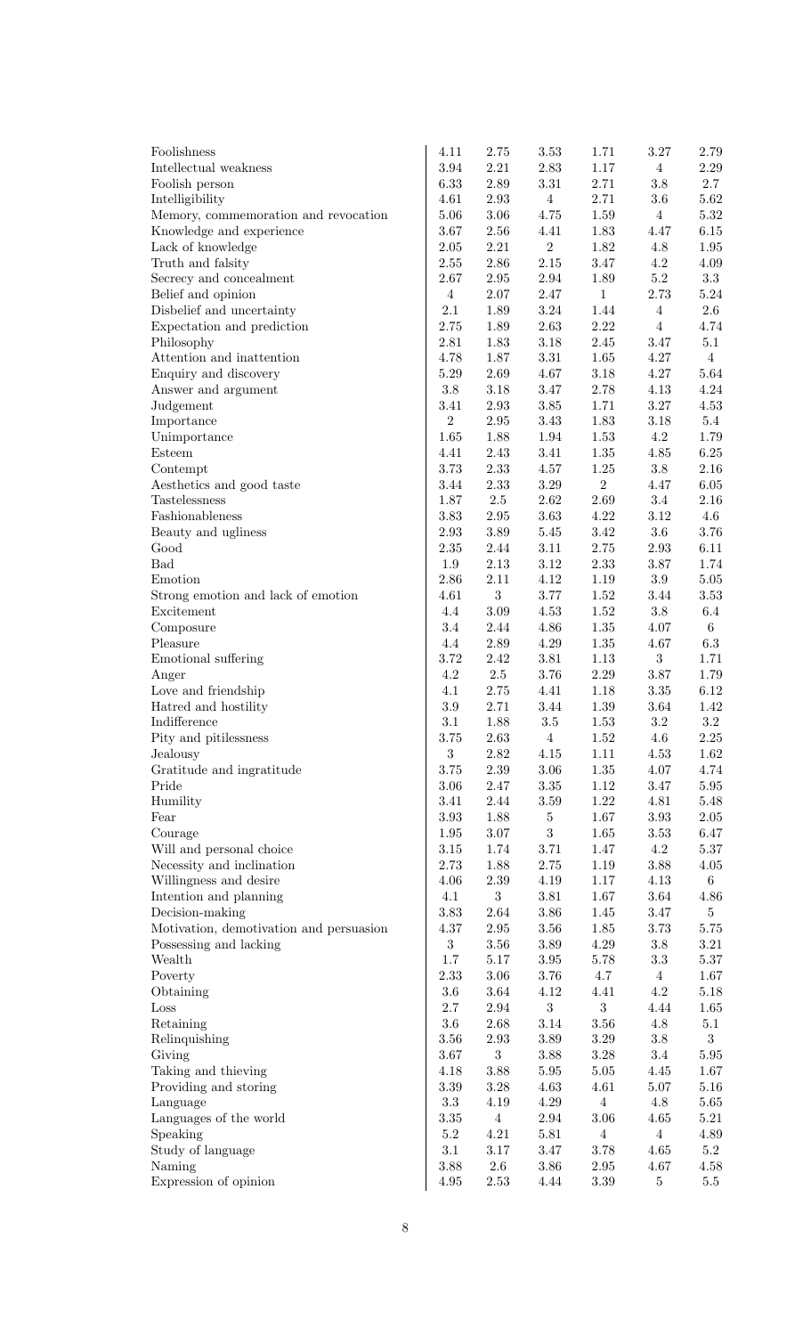| | | | | | | |
|---|---|---|---|---|---|---|
| Foolishness | 4.11 | 2.75 | 3.53 | 1.71 | 3.27 | 2.79 |
| Intellectual weakness | 3.94 | 2.21 | 2.83 | 1.17 | 4 | 2.29 |
| Foolish person | 6.33 | 2.89 | 3.31 | 2.71 | 3.8 | 2.7 |
| Intelligibility | 4.61 | 2.93 | 4 | 2.71 | 3.6 | 5.62 |
| Memory, commemoration and revocation | 5.06 | 3.06 | 4.75 | 1.59 | 4 | 5.32 |
| Knowledge and experience | 3.67 | 2.56 | 4.41 | 1.83 | 4.47 | 6.15 |
| Lack of knowledge | 2.05 | 2.21 | 2 | 1.82 | 4.8 | 1.95 |
| Truth and falsity | 2.55 | 2.86 | 2.15 | 3.47 | 4.2 | 4.09 |
| Secrecy and concealment | 2.67 | 2.95 | 2.94 | 1.89 | 5.2 | 3.3 |
| Belief and opinion | 4 | 2.07 | 2.47 | 1 | 2.73 | 5.24 |
| Disbelief and uncertainty | 2.1 | 1.89 | 3.24 | 1.44 | 4 | 2.6 |
| Expectation and prediction | 2.75 | 1.89 | 2.63 | 2.22 | 4 | 4.74 |
| Philosophy | 2.81 | 1.83 | 3.18 | 2.45 | 3.47 | 5.1 |
| Attention and inattention | 4.78 | 1.87 | 3.31 | 1.65 | 4.27 | 4 |
| Enquiry and discovery | 5.29 | 2.69 | 4.67 | 3.18 | 4.27 | 5.64 |
| Answer and argument | 3.8 | 3.18 | 3.47 | 2.78 | 4.13 | 4.24 |
| Judgement | 3.41 | 2.93 | 3.85 | 1.71 | 3.27 | 4.53 |
| Importance | 2 | 2.95 | 3.43 | 1.83 | 3.18 | 5.4 |
| Unimportance | 1.65 | 1.88 | 1.94 | 1.53 | 4.2 | 1.79 |
| Esteem | 4.41 | 2.43 | 3.41 | 1.35 | 4.85 | 6.25 |
| Contempt | 3.73 | 2.33 | 4.57 | 1.25 | 3.8 | 2.16 |
| Aesthetics and good taste | 3.44 | 2.33 | 3.29 | 2 | 4.47 | 6.05 |
| Tastelessness | 1.87 | 2.5 | 2.62 | 2.69 | 3.4 | 2.16 |
| Fashionableness | 3.83 | 2.95 | 3.63 | 4.22 | 3.12 | 4.6 |
| Beauty and ugliness | 2.93 | 3.89 | 5.45 | 3.42 | 3.6 | 3.76 |
| Good | 2.35 | 2.44 | 3.11 | 2.75 | 2.93 | 6.11 |
| Bad | 1.9 | 2.13 | 3.12 | 2.33 | 3.87 | 1.74 |
| Emotion | 2.86 | 2.11 | 4.12 | 1.19 | 3.9 | 5.05 |
| Strong emotion and lack of emotion | 4.61 | 3 | 3.77 | 1.52 | 3.44 | 3.53 |
| Excitement | 4.4 | 3.09 | 4.53 | 1.52 | 3.8 | 6.4 |
| Composure | 3.4 | 2.44 | 4.86 | 1.35 | 4.07 | 6 |
| Pleasure | 4.4 | 2.89 | 4.29 | 1.35 | 4.67 | 6.3 |
| Emotional suffering | 3.72 | 2.42 | 3.81 | 1.13 | 3 | 1.71 |
| Anger | 4.2 | 2.5 | 3.76 | 2.29 | 3.87 | 1.79 |
| Love and friendship | 4.1 | 2.75 | 4.41 | 1.18 | 3.35 | 6.12 |
| Hatred and hostility | 3.9 | 2.71 | 3.44 | 1.39 | 3.64 | 1.42 |
| Indifference | 3.1 | 1.88 | 3.5 | 1.53 | 3.2 | 3.2 |
| Pity and pitilessness | 3.75 | 2.63 | 4 | 1.52 | 4.6 | 2.25 |
| Jealousy | 3 | 2.82 | 4.15 | 1.11 | 4.53 | 1.62 |
| Gratitude and ingratitude | 3.75 | 2.39 | 3.06 | 1.35 | 4.07 | 4.74 |
| Pride | 3.06 | 2.47 | 3.35 | 1.12 | 3.47 | 5.95 |
| Humility | 3.41 | 2.44 | 3.59 | 1.22 | 4.81 | 5.48 |
| Fear | 3.93 | 1.88 | 5 | 1.67 | 3.93 | 2.05 |
| Courage | 1.95 | 3.07 | 3 | 1.65 | 3.53 | 6.47 |
| Will and personal choice | 3.15 | 1.74 | 3.71 | 1.47 | 4.2 | 5.37 |
| Necessity and inclination | 2.73 | 1.88 | 2.75 | 1.19 | 3.88 | 4.05 |
| Willingness and desire | 4.06 | 2.39 | 4.19 | 1.17 | 4.13 | 6 |
| Intention and planning | 4.1 | 3 | 3.81 | 1.67 | 3.64 | 4.86 |
| Decision-making | 3.83 | 2.64 | 3.86 | 1.45 | 3.47 | 5 |
| Motivation, demotivation and persuasion | 4.37 | 2.95 | 3.56 | 1.85 | 3.73 | 5.75 |
| Possessing and lacking | 3 | 3.56 | 3.89 | 4.29 | 3.8 | 3.21 |
| Wealth | 1.7 | 5.17 | 3.95 | 5.78 | 3.3 | 5.37 |
| Poverty | 2.33 | 3.06 | 3.76 | 4.7 | 4 | 1.67 |
| Obtaining | 3.6 | 3.64 | 4.12 | 4.41 | 4.2 | 5.18 |
| Loss | 2.7 | 2.94 | 3 | 3 | 4.44 | 1.65 |
| Retaining | 3.6 | 2.68 | 3.14 | 3.56 | 4.8 | 5.1 |
| Relinquishing | 3.56 | 2.93 | 3.89 | 3.29 | 3.8 | 3 |
| Giving | 3.67 | 3 | 3.88 | 3.28 | 3.4 | 5.95 |
| Taking and thieving | 4.18 | 3.88 | 5.95 | 5.05 | 4.45 | 1.67 |
| Providing and storing | 3.39 | 3.28 | 4.63 | 4.61 | 5.07 | 5.16 |
| Language | 3.3 | 4.19 | 4.29 | 4 | 4.8 | 5.65 |
| Languages of the world | 3.35 | 4 | 2.94 | 3.06 | 4.65 | 5.21 |
| Speaking | 5.2 | 4.21 | 5.81 | 4 | 4 | 4.89 |
| Study of language | 3.1 | 3.17 | 3.47 | 3.78 | 4.65 | 5.2 |
| Naming | 3.88 | 2.6 | 3.86 | 2.95 | 4.67 | 4.58 |
| Expression of opinion | 4.95 | 2.53 | 4.44 | 3.39 | 5 | 5.5 |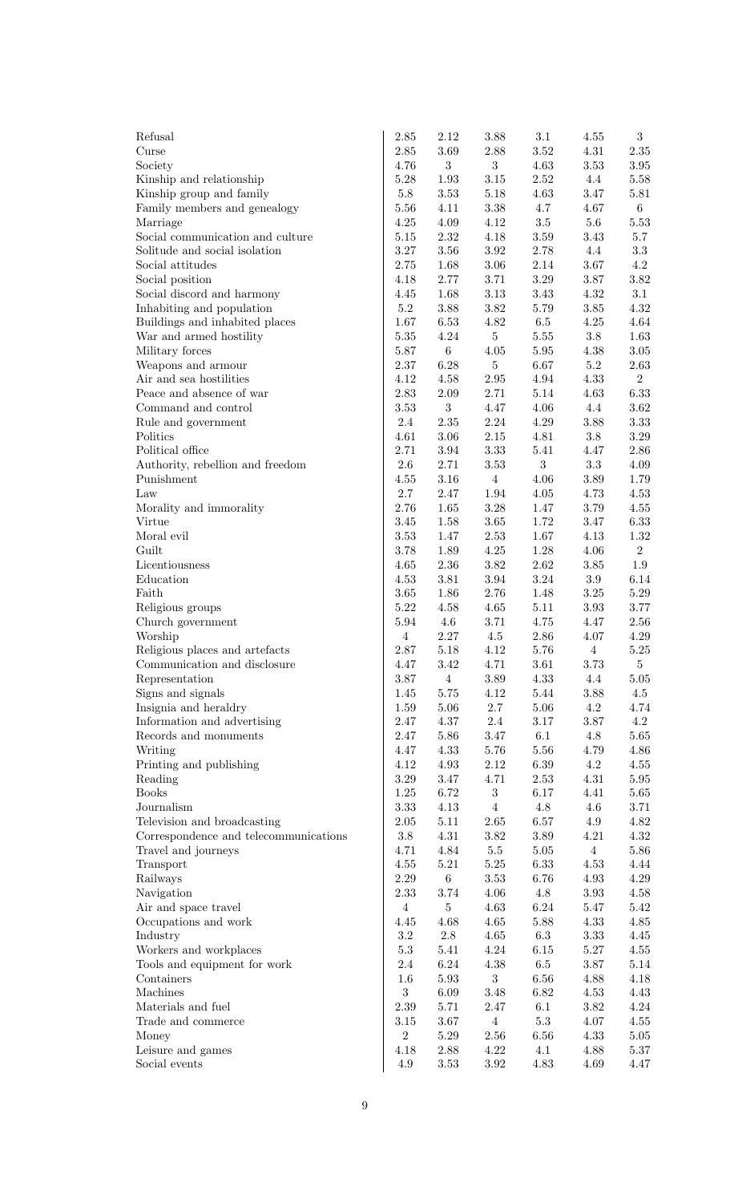| | | | | | | |
|---|---|---|---|---|---|---|
| Refusal | 2.85 | 2.12 | 3.88 | 3.1 | 4.55 | 3 |
| Curse | 2.85 | 3.69 | 2.88 | 3.52 | 4.31 | 2.35 |
| Society | 4.76 | 3 | 3 | 4.63 | 3.53 | 3.95 |
| Kinship and relationship | 5.28 | 1.93 | 3.15 | 2.52 | 4.4 | 5.58 |
| Kinship group and family | 5.8 | 3.53 | 5.18 | 4.63 | 3.47 | 5.81 |
| Family members and genealogy | 5.56 | 4.11 | 3.38 | 4.7 | 4.67 | 6 |
| Marriage | 4.25 | 4.09 | 4.12 | 3.5 | 5.6 | 5.53 |
| Social communication and culture | 5.15 | 2.32 | 4.18 | 3.59 | 3.43 | 5.7 |
| Solitude and social isolation | 3.27 | 3.56 | 3.92 | 2.78 | 4.4 | 3.3 |
| Social attitudes | 2.75 | 1.68 | 3.06 | 2.14 | 3.67 | 4.2 |
| Social position | 4.18 | 2.77 | 3.71 | 3.29 | 3.87 | 3.82 |
| Social discord and harmony | 4.45 | 1.68 | 3.13 | 3.43 | 4.32 | 3.1 |
| Inhabiting and population | 5.2 | 3.88 | 3.82 | 5.79 | 3.85 | 4.32 |
| Buildings and inhabited places | 1.67 | 6.53 | 4.82 | 6.5 | 4.25 | 4.64 |
| War and armed hostility | 5.35 | 4.24 | 5 | 5.55 | 3.8 | 1.63 |
| Military forces | 5.87 | 6 | 4.05 | 5.95 | 4.38 | 3.05 |
| Weapons and armour | 2.37 | 6.28 | 5 | 6.67 | 5.2 | 2.63 |
| Air and sea hostilities | 4.12 | 4.58 | 2.95 | 4.94 | 4.33 | 2 |
| Peace and absence of war | 2.83 | 2.09 | 2.71 | 5.14 | 4.63 | 6.33 |
| Command and control | 3.53 | 3 | 4.47 | 4.06 | 4.4 | 3.62 |
| Rule and government | 2.4 | 2.35 | 2.24 | 4.29 | 3.88 | 3.33 |
| Politics | 4.61 | 3.06 | 2.15 | 4.81 | 3.8 | 3.29 |
| Political office | 2.71 | 3.94 | 3.33 | 5.41 | 4.47 | 2.86 |
| Authority, rebellion and freedom | 2.6 | 2.71 | 3.53 | 3 | 3.3 | 4.09 |
| Punishment | 4.55 | 3.16 | 4 | 4.06 | 3.89 | 1.79 |
| Law | 2.7 | 2.47 | 1.94 | 4.05 | 4.73 | 4.53 |
| Morality and immorality | 2.76 | 1.65 | 3.28 | 1.47 | 3.79 | 4.55 |
| Virtue | 3.45 | 1.58 | 3.65 | 1.72 | 3.47 | 6.33 |
| Moral evil | 3.53 | 1.47 | 2.53 | 1.67 | 4.13 | 1.32 |
| Guilt | 3.78 | 1.89 | 4.25 | 1.28 | 4.06 | 2 |
| Licentiousness | 4.65 | 2.36 | 3.82 | 2.62 | 3.85 | 1.9 |
| Education | 4.53 | 3.81 | 3.94 | 3.24 | 3.9 | 6.14 |
| Faith | 3.65 | 1.86 | 2.76 | 1.48 | 3.25 | 5.29 |
| Religious groups | 5.22 | 4.58 | 4.65 | 5.11 | 3.93 | 3.77 |
| Church government | 5.94 | 4.6 | 3.71 | 4.75 | 4.47 | 2.56 |
| Worship | 4 | 2.27 | 4.5 | 2.86 | 4.07 | 4.29 |
| Religious places and artefacts | 2.87 | 5.18 | 4.12 | 5.76 | 4 | 5.25 |
| Communication and disclosure | 4.47 | 3.42 | 4.71 | 3.61 | 3.73 | 5 |
| Representation | 3.87 | 4 | 3.89 | 4.33 | 4.4 | 5.05 |
| Signs and signals | 1.45 | 5.75 | 4.12 | 5.44 | 3.88 | 4.5 |
| Insignia and heraldry | 1.59 | 5.06 | 2.7 | 5.06 | 4.2 | 4.74 |
| Information and advertising | 2.47 | 4.37 | 2.4 | 3.17 | 3.87 | 4.2 |
| Records and monuments | 2.47 | 5.86 | 3.47 | 6.1 | 4.8 | 5.65 |
| Writing | 4.47 | 4.33 | 5.76 | 5.56 | 4.79 | 4.86 |
| Printing and publishing | 4.12 | 4.93 | 2.12 | 6.39 | 4.2 | 4.55 |
| Reading | 3.29 | 3.47 | 4.71 | 2.53 | 4.31 | 5.95 |
| Books | 1.25 | 6.72 | 3 | 6.17 | 4.41 | 5.65 |
| Journalism | 3.33 | 4.13 | 4 | 4.8 | 4.6 | 3.71 |
| Television and broadcasting | 2.05 | 5.11 | 2.65 | 6.57 | 4.9 | 4.82 |
| Correspondence and telecommunications | 3.8 | 4.31 | 3.82 | 3.89 | 4.21 | 4.32 |
| Travel and journeys | 4.71 | 4.84 | 5.5 | 5.05 | 4 | 5.86 |
| Transport | 4.55 | 5.21 | 5.25 | 6.33 | 4.53 | 4.44 |
| Railways | 2.29 | 6 | 3.53 | 6.76 | 4.93 | 4.29 |
| Navigation | 2.33 | 3.74 | 4.06 | 4.8 | 3.93 | 4.58 |
| Air and space travel | 4 | 5 | 4.63 | 6.24 | 5.47 | 5.42 |
| Occupations and work | 4.45 | 4.68 | 4.65 | 5.88 | 4.33 | 4.85 |
| Industry | 3.2 | 2.8 | 4.65 | 6.3 | 3.33 | 4.45 |
| Workers and workplaces | 5.3 | 5.41 | 4.24 | 6.15 | 5.27 | 4.55 |
| Tools and equipment for work | 2.4 | 6.24 | 4.38 | 6.5 | 3.87 | 5.14 |
| Containers | 1.6 | 5.93 | 3 | 6.56 | 4.88 | 4.18 |
| Machines | 3 | 6.09 | 3.48 | 6.82 | 4.53 | 4.43 |
| Materials and fuel | 2.39 | 5.71 | 2.47 | 6.1 | 3.82 | 4.24 |
| Trade and commerce | 3.15 | 3.67 | 4 | 5.3 | 4.07 | 4.55 |
| Money | 2 | 5.29 | 2.56 | 6.56 | 4.33 | 5.05 |
| Leisure and games | 4.18 | 2.88 | 4.22 | 4.1 | 4.88 | 5.37 |
| Social events | 4.9 | 3.53 | 3.92 | 4.83 | 4.69 | 4.47 |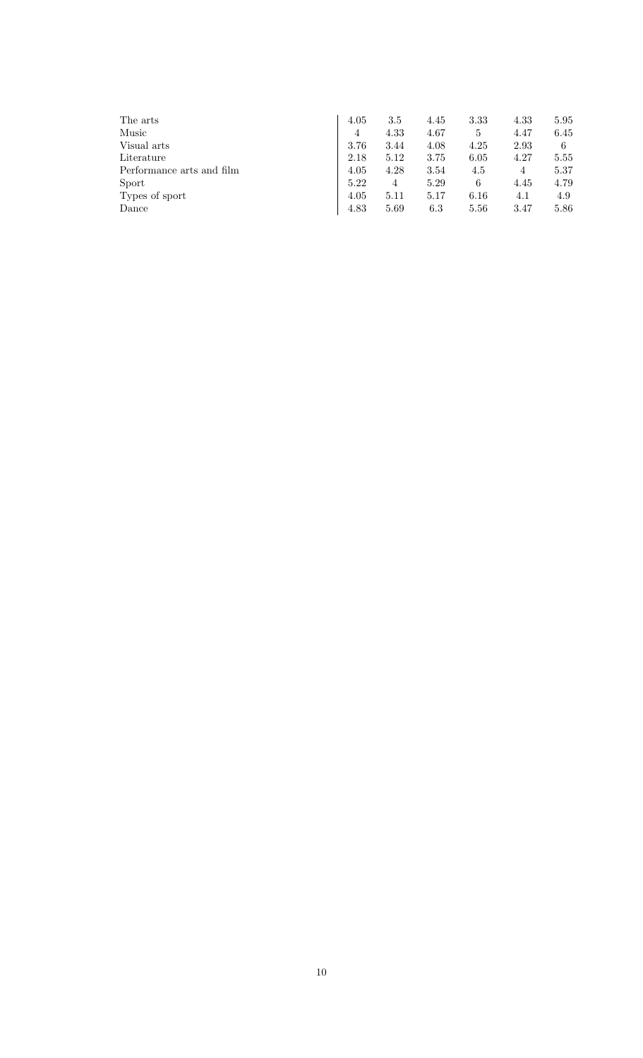| | | | | | | |
|---|---|---|---|---|---|---|
| The arts | 4.05 | 3.5 | 4.45 | 3.33 | 4.33 | 5.95 |
| Music | 4 | 4.33 | 4.67 | 5 | 4.47 | 6.45 |
| Visual arts | 3.76 | 3.44 | 4.08 | 4.25 | 2.93 | 6 |
| Literature | 2.18 | 5.12 | 3.75 | 6.05 | 4.27 | 5.55 |
| Performance arts and film | 4.05 | 4.28 | 3.54 | 4.5 | 4 | 5.37 |
| Sport | 5.22 | 4 | 5.29 | 6 | 4.45 | 4.79 |
| Types of sport | 4.05 | 5.11 | 5.17 | 6.16 | 4.1 | 4.9 |
| Dance | 4.83 | 5.69 | 6.3 | 5.56 | 3.47 | 5.86 |